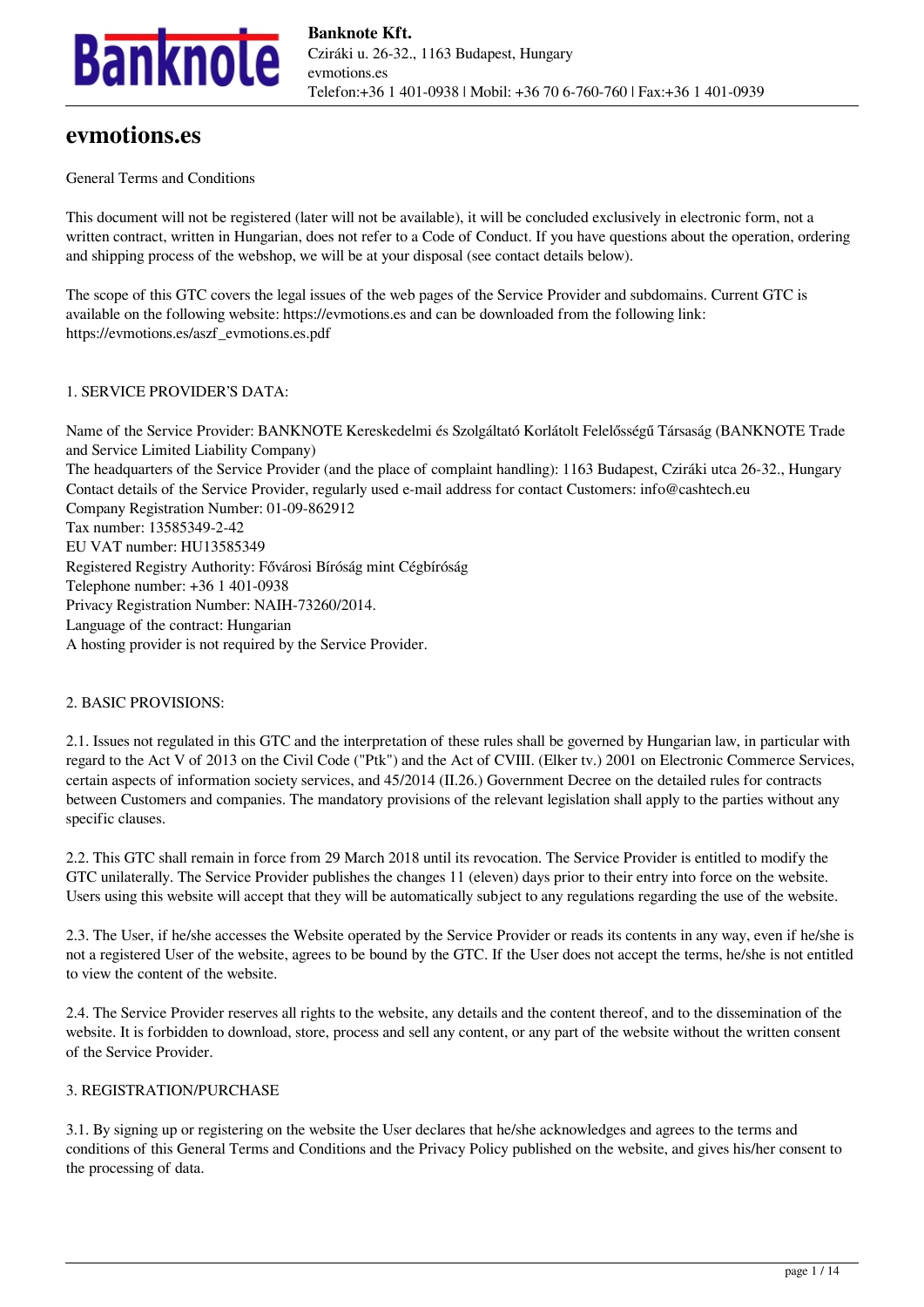# evmotions.es

General Terms and Conditions

This document will not be registered (later will not be available), it will be concluded exclusively in electronic form, not a written contract, written in Hungarian, does not refer to a Code of Conduct. If you have questions about the operation, ordering and shipping process of the webshop, we will be at your disposal (see contact details below).

The scope of this GTC covers the legal issues of the web pages of the Service Provider and subdomains. Current GTC is available on the following website: https://evmotions.es and can be downloaded from the following link: https://evmotions.es/aszf_evmotions.es.pdf

## 1. SERVICE PROVIDER'S DATA:

Name of the Service Provider: BANKNOTE Kereskedelmi és Szolgáltató Korlátolt Felelősségű Társaság (BANKNOTE Trade and Service Limited Liability Company)
The headquarters of the Service Provider (and the place of complaint handling): 1163 Budapest, Cziráki utca 26-32., Hungary
Contact details of the Service Provider, regularly used e-mail address for contact Customers: info@cashtech.eu
Company Registration Number: 01-09-862912
Tax number: 13585349-2-42
EU VAT number: HU13585349
Registered Registry Authority: Fővárosi Bíróság mint Cégbíróság
Telephone number: +36 1 401-0938
Privacy Registration Number: NAIH-73260/2014.
Language of the contract: Hungarian
A hosting provider is not required by the Service Provider.

## 2. BASIC PROVISIONS:

2.1. Issues not regulated in this GTC and the interpretation of these rules shall be governed by Hungarian law, in particular with regard to the Act V of 2013 on the Civil Code ("Ptk") and the Act of CVIII. (Elker tv.) 2001 on Electronic Commerce Services, certain aspects of information society services, and 45/2014 (II.26.) Government Decree on the detailed rules for contracts between Customers and companies. The mandatory provisions of the relevant legislation shall apply to the parties without any specific clauses.

2.2. This GTC shall remain in force from 29 March 2018 until its revocation. The Service Provider is entitled to modify the GTC unilaterally. The Service Provider publishes the changes 11 (eleven) days prior to their entry into force on the website. Users using this website will accept that they will be automatically subject to any regulations regarding the use of the website.

2.3. The User, if he/she accesses the Website operated by the Service Provider or reads its contents in any way, even if he/she is not a registered User of the website, agrees to be bound by the GTC. If the User does not accept the terms, he/she is not entitled to view the content of the website.

2.4. The Service Provider reserves all rights to the website, any details and the content thereof, and to the dissemination of the website. It is forbidden to download, store, process and sell any content, or any part of the website without the written consent of the Service Provider.

## 3. REGISTRATION/PURCHASE

3.1. By signing up or registering on the website the User declares that he/she acknowledges and agrees to the terms and conditions of this General Terms and Conditions and the Privacy Policy published on the website, and gives his/her consent to the processing of data.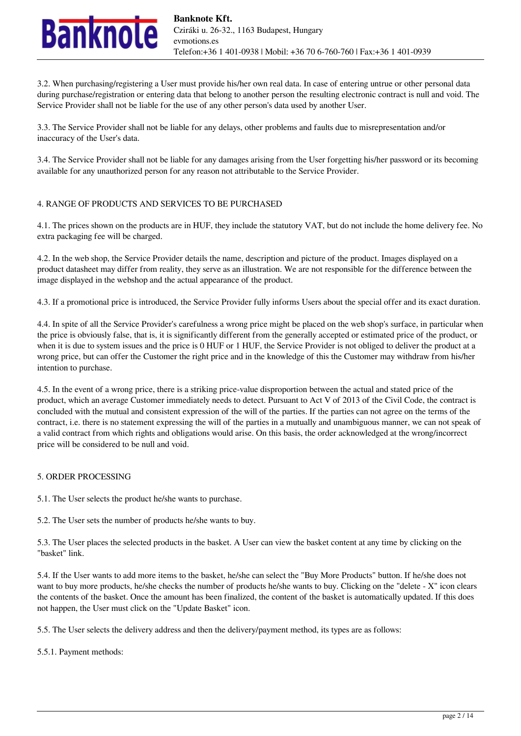3.2. When purchasing/registering a User must provide his/her own real data. In case of entering untrue or other personal data during purchase/registration or entering data that belong to another person the resulting electronic contract is null and void. The Service Provider shall not be liable for the use of any other person's data used by another User.

3.3. The Service Provider shall not be liable for any delays, other problems and faults due to misrepresentation and/or inaccuracy of the User's data.

3.4. The Service Provider shall not be liable for any damages arising from the User forgetting his/her password or its becoming available for any unauthorized person for any reason not attributable to the Service Provider.

## 4. RANGE OF PRODUCTS AND SERVICES TO BE PURCHASED

4.1. The prices shown on the products are in HUF, they include the statutory VAT, but do not include the home delivery fee. No extra packaging fee will be charged.

4.2. In the web shop, the Service Provider details the name, description and picture of the product. Images displayed on a product datasheet may differ from reality, they serve as an illustration. We are not responsible for the difference between the image displayed in the webshop and the actual appearance of the product.

4.3. If a promotional price is introduced, the Service Provider fully informs Users about the special offer and its exact duration.

4.4. In spite of all the Service Provider's carefulness a wrong price might be placed on the web shop's surface, in particular when the price is obviously false, that is, it is significantly different from the generally accepted or estimated price of the product, or when it is due to system issues and the price is 0 HUF or 1 HUF, the Service Provider is not obliged to deliver the product at a wrong price, but can offer the Customer the right price and in the knowledge of this the Customer may withdraw from his/her intention to purchase.

4.5. In the event of a wrong price, there is a striking price-value disproportion between the actual and stated price of the product, which an average Customer immediately needs to detect. Pursuant to Act V of 2013 of the Civil Code, the contract is concluded with the mutual and consistent expression of the will of the parties. If the parties can not agree on the terms of the contract, i.e. there is no statement expressing the will of the parties in a mutually and unambiguous manner, we can not speak of a valid contract from which rights and obligations would arise. On this basis, the order acknowledged at the wrong/incorrect price will be considered to be null and void.

## 5. ORDER PROCESSING

5.1. The User selects the product he/she wants to purchase.

5.2. The User sets the number of products he/she wants to buy.

5.3. The User places the selected products in the basket. A User can view the basket content at any time by clicking on the "basket" link.

5.4. If the User wants to add more items to the basket, he/she can select the "Buy More Products" button. If he/she does not want to buy more products, he/she checks the number of products he/she wants to buy. Clicking on the "delete - X" icon clears the contents of the basket. Once the amount has been finalized, the content of the basket is automatically updated. If this does not happen, the User must click on the "Update Basket" icon.

5.5. The User selects the delivery address and then the delivery/payment method, its types are as follows:

5.5.1. Payment methods: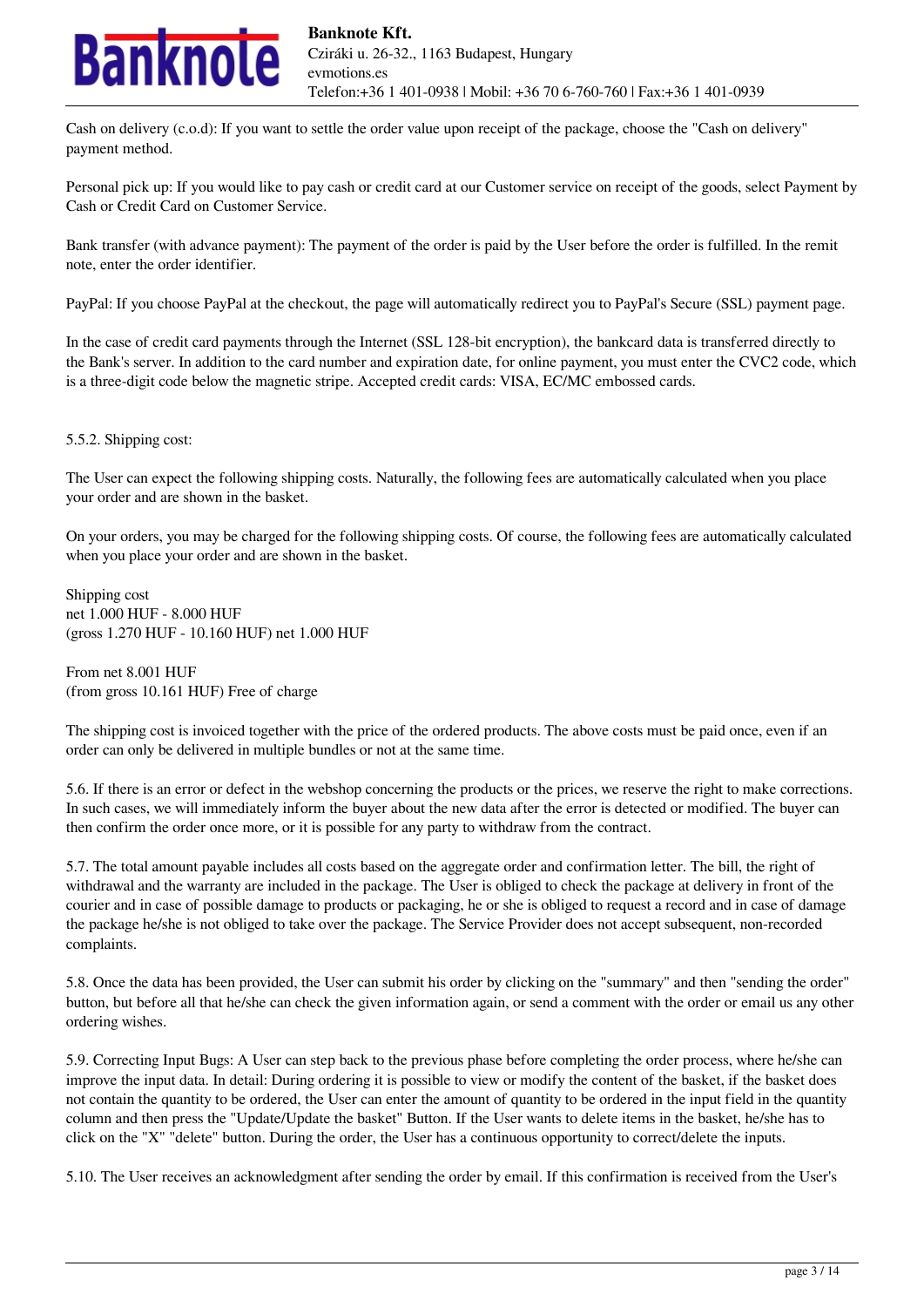Cash on delivery (c.o.d): If you want to settle the order value upon receipt of the package, choose the "Cash on delivery" payment method.

Personal pick up: If you would like to pay cash or credit card at our Customer service on receipt of the goods, select Payment by Cash or Credit Card on Customer Service.

Bank transfer (with advance payment): The payment of the order is paid by the User before the order is fulfilled. In the remit note, enter the order identifier.

PayPal: If you choose PayPal at the checkout, the page will automatically redirect you to PayPal's Secure (SSL) payment page.

In the case of credit card payments through the Internet (SSL 128-bit encryption), the bankcard data is transferred directly to the Bank's server. In addition to the card number and expiration date, for online payment, you must enter the CVC2 code, which is a three-digit code below the magnetic stripe. Accepted credit cards: VISA, EC/MC embossed cards.

5.5.2. Shipping cost:

The User can expect the following shipping costs. Naturally, the following fees are automatically calculated when you place your order and are shown in the basket.

On your orders, you may be charged for the following shipping costs. Of course, the following fees are automatically calculated when you place your order and are shown in the basket.

Shipping cost
net 1.000 HUF - 8.000 HUF
(gross 1.270 HUF - 10.160 HUF) net 1.000 HUF

From net 8.001 HUF
(from gross 10.161 HUF) Free of charge

The shipping cost is invoiced together with the price of the ordered products. The above costs must be paid once, even if an order can only be delivered in multiple bundles or not at the same time.

5.6. If there is an error or defect in the webshop concerning the products or the prices, we reserve the right to make corrections. In such cases, we will immediately inform the buyer about the new data after the error is detected or modified. The buyer can then confirm the order once more, or it is possible for any party to withdraw from the contract.

5.7. The total amount payable includes all costs based on the aggregate order and confirmation letter. The bill, the right of withdrawal and the warranty are included in the package. The User is obliged to check the package at delivery in front of the courier and in case of possible damage to products or packaging, he or she is obliged to request a record and in case of damage the package he/she is not obliged to take over the package. The Service Provider does not accept subsequent, non-recorded complaints.

5.8. Once the data has been provided, the User can submit his order by clicking on the "summary" and then "sending the order" button, but before all that he/she can check the given information again, or send a comment with the order or email us any other ordering wishes.

5.9. Correcting Input Bugs: A User can step back to the previous phase before completing the order process, where he/she can improve the input data. In detail: During ordering it is possible to view or modify the content of the basket, if the basket does not contain the quantity to be ordered, the User can enter the amount of quantity to be ordered in the input field in the quantity column and then press the "Update/Update the basket" Button. If the User wants to delete items in the basket, he/she has to click on the "X" "delete" button. During the order, the User has a continuous opportunity to correct/delete the inputs.

5.10. The User receives an acknowledgment after sending the order by email. If this confirmation is received from the User's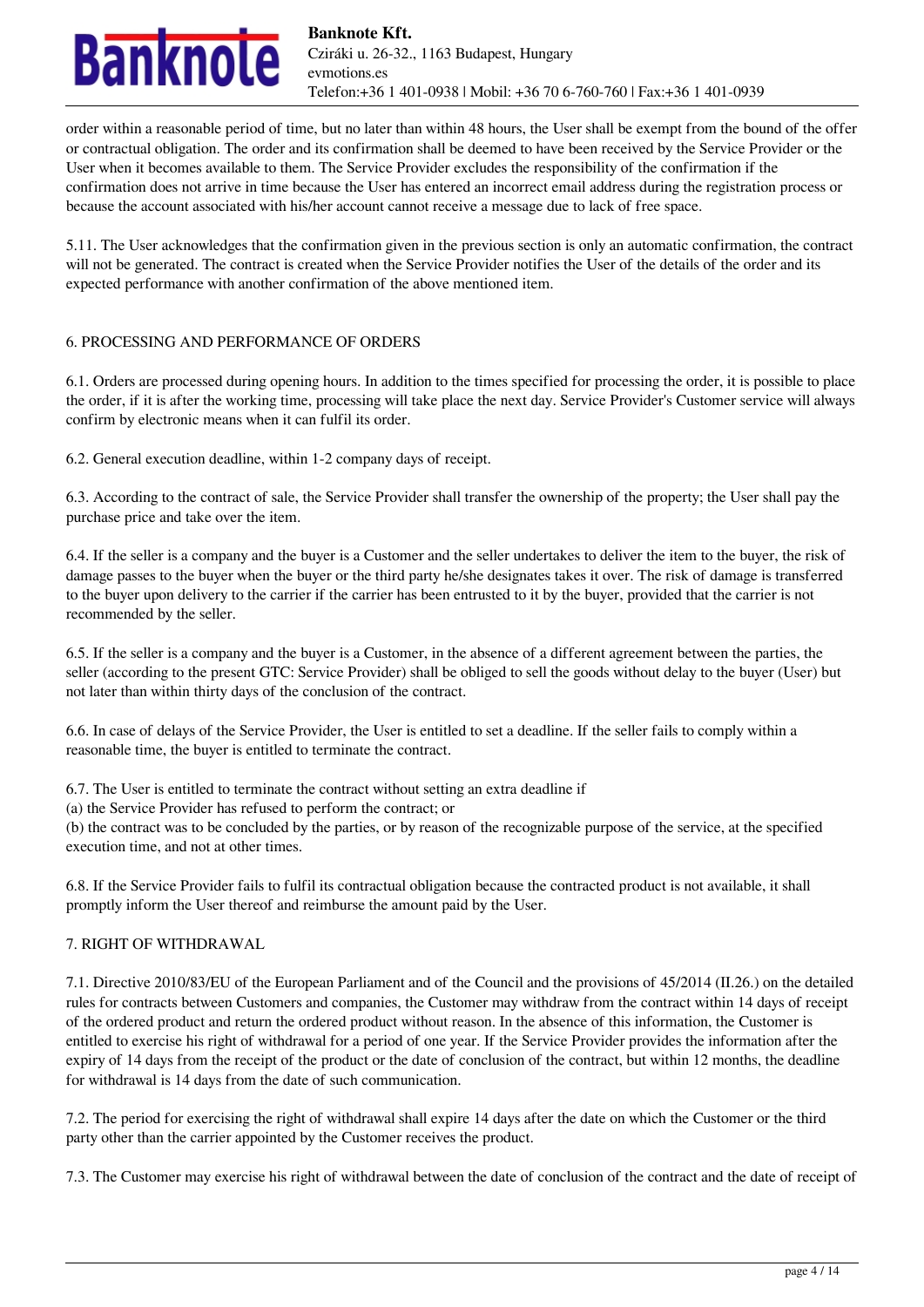order within a reasonable period of time, but no later than within 48 hours, the User shall be exempt from the bound of the offer or contractual obligation. The order and its confirmation shall be deemed to have been received by the Service Provider or the User when it becomes available to them. The Service Provider excludes the responsibility of the confirmation if the confirmation does not arrive in time because the User has entered an incorrect email address during the registration process or because the account associated with his/her account cannot receive a message due to lack of free space.

5.11. The User acknowledges that the confirmation given in the previous section is only an automatic confirmation, the contract will not be generated. The contract is created when the Service Provider notifies the User of the details of the order and its expected performance with another confirmation of the above mentioned item.

## 6. PROCESSING AND PERFORMANCE OF ORDERS

6.1. Orders are processed during opening hours. In addition to the times specified for processing the order, it is possible to place the order, if it is after the working time, processing will take place the next day. Service Provider's Customer service will always confirm by electronic means when it can fulfil its order.

6.2. General execution deadline, within 1-2 company days of receipt.

6.3. According to the contract of sale, the Service Provider shall transfer the ownership of the property; the User shall pay the purchase price and take over the item.

6.4. If the seller is a company and the buyer is a Customer and the seller undertakes to deliver the item to the buyer, the risk of damage passes to the buyer when the buyer or the third party he/she designates takes it over. The risk of damage is transferred to the buyer upon delivery to the carrier if the carrier has been entrusted to it by the buyer, provided that the carrier is not recommended by the seller.

6.5. If the seller is a company and the buyer is a Customer, in the absence of a different agreement between the parties, the seller (according to the present GTC: Service Provider) shall be obliged to sell the goods without delay to the buyer (User) but not later than within thirty days of the conclusion of the contract.

6.6. In case of delays of the Service Provider, the User is entitled to set a deadline. If the seller fails to comply within a reasonable time, the buyer is entitled to terminate the contract.

6.7. The User is entitled to terminate the contract without setting an extra deadline if
(a) the Service Provider has refused to perform the contract; or
(b) the contract was to be concluded by the parties, or by reason of the recognizable purpose of the service, at the specified execution time, and not at other times.

6.8. If the Service Provider fails to fulfil its contractual obligation because the contracted product is not available, it shall promptly inform the User thereof and reimburse the amount paid by the User.

## 7. RIGHT OF WITHDRAWAL

7.1. Directive 2010/83/EU of the European Parliament and of the Council and the provisions of 45/2014 (II.26.) on the detailed rules for contracts between Customers and companies, the Customer may withdraw from the contract within 14 days of receipt of the ordered product and return the ordered product without reason. In the absence of this information, the Customer is entitled to exercise his right of withdrawal for a period of one year. If the Service Provider provides the information after the expiry of 14 days from the receipt of the product or the date of conclusion of the contract, but within 12 months, the deadline for withdrawal is 14 days from the date of such communication.

7.2. The period for exercising the right of withdrawal shall expire 14 days after the date on which the Customer or the third party other than the carrier appointed by the Customer receives the product.

7.3. The Customer may exercise his right of withdrawal between the date of conclusion of the contract and the date of receipt of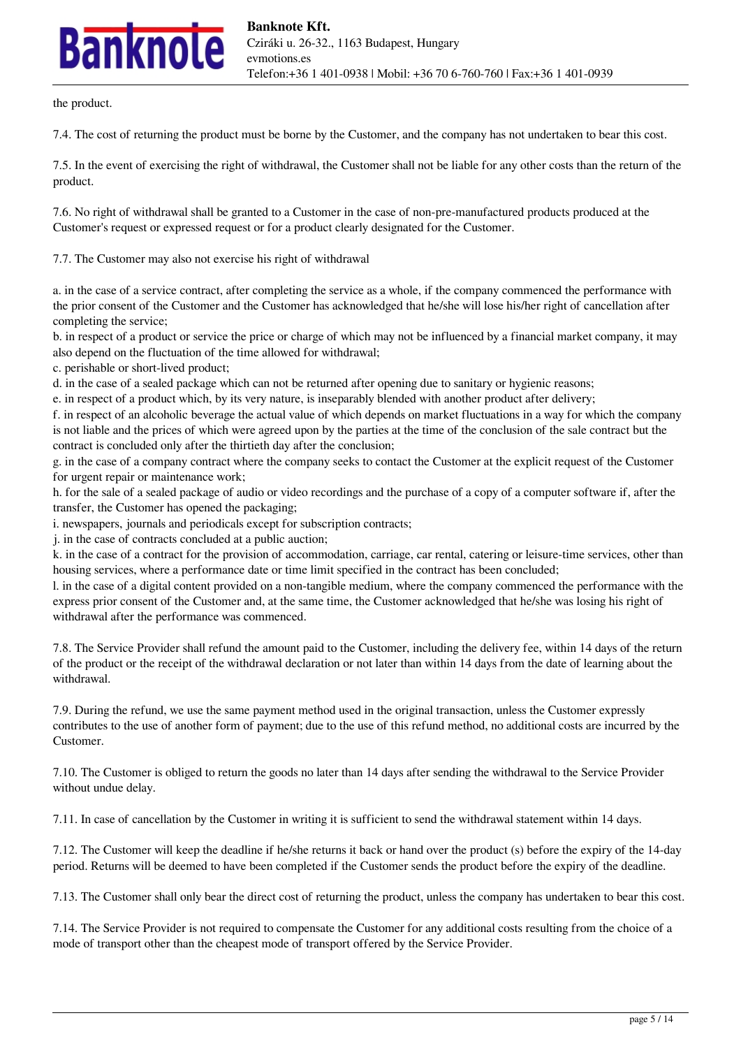the product.

7.4. The cost of returning the product must be borne by the Customer, and the company has not undertaken to bear this cost.

7.5. In the event of exercising the right of withdrawal, the Customer shall not be liable for any other costs than the return of the product.

7.6. No right of withdrawal shall be granted to a Customer in the case of non-pre-manufactured products produced at the Customer's request or expressed request or for a product clearly designated for the Customer.

7.7. The Customer may also not exercise his right of withdrawal

a. in the case of a service contract, after completing the service as a whole, if the company commenced the performance with the prior consent of the Customer and the Customer has acknowledged that he/she will lose his/her right of cancellation after completing the service;
b. in respect of a product or service the price or charge of which may not be influenced by a financial market company, it may also depend on the fluctuation of the time allowed for withdrawal;
c. perishable or short-lived product;
d. in the case of a sealed package which can not be returned after opening due to sanitary or hygienic reasons;
e. in respect of a product which, by its very nature, is inseparably blended with another product after delivery;
f. in respect of an alcoholic beverage the actual value of which depends on market fluctuations in a way for which the company is not liable and the prices of which were agreed upon by the parties at the time of the conclusion of the sale contract but the contract is concluded only after the thirtieth day after the conclusion;
g. in the case of a company contract where the company seeks to contact the Customer at the explicit request of the Customer for urgent repair or maintenance work;
h. for the sale of a sealed package of audio or video recordings and the purchase of a copy of a computer software if, after the transfer, the Customer has opened the packaging;
i. newspapers, journals and periodicals except for subscription contracts;
j. in the case of contracts concluded at a public auction;
k. in the case of a contract for the provision of accommodation, carriage, car rental, catering or leisure-time services, other than housing services, where a performance date or time limit specified in the contract has been concluded;
l. in the case of a digital content provided on a non-tangible medium, where the company commenced the performance with the express prior consent of the Customer and, at the same time, the Customer acknowledged that he/she was losing his right of withdrawal after the performance was commenced.

7.8. The Service Provider shall refund the amount paid to the Customer, including the delivery fee, within 14 days of the return of the product or the receipt of the withdrawal declaration or not later than within 14 days from the date of learning about the withdrawal.

7.9. During the refund, we use the same payment method used in the original transaction, unless the Customer expressly contributes to the use of another form of payment; due to the use of this refund method, no additional costs are incurred by the Customer.

7.10. The Customer is obliged to return the goods no later than 14 days after sending the withdrawal to the Service Provider without undue delay.

7.11. In case of cancellation by the Customer in writing it is sufficient to send the withdrawal statement within 14 days.

7.12. The Customer will keep the deadline if he/she returns it back or hand over the product (s) before the expiry of the 14-day period. Returns will be deemed to have been completed if the Customer sends the product before the expiry of the deadline.

7.13. The Customer shall only bear the direct cost of returning the product, unless the company has undertaken to bear this cost.

7.14. The Service Provider is not required to compensate the Customer for any additional costs resulting from the choice of a mode of transport other than the cheapest mode of transport offered by the Service Provider.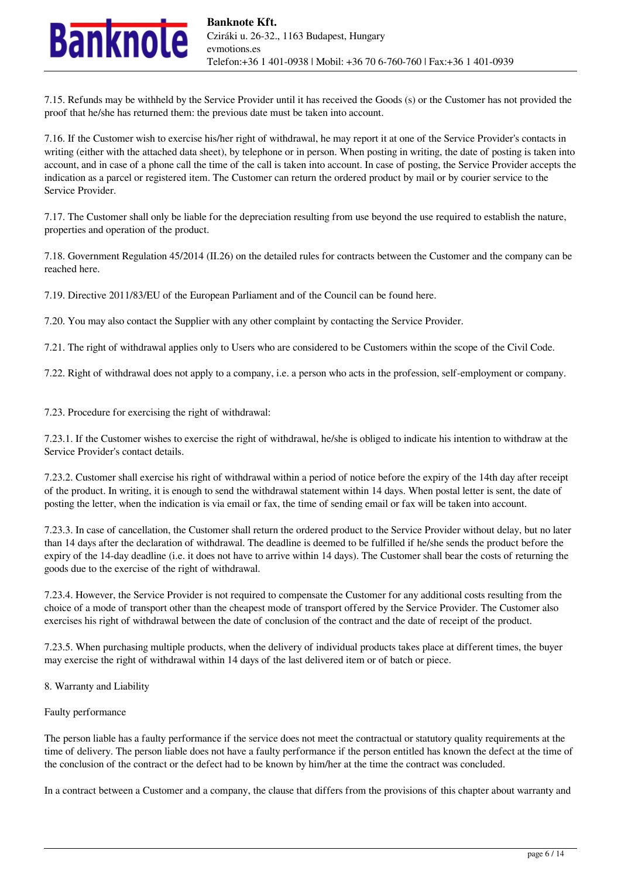7.15. Refunds may be withheld by the Service Provider until it has received the Goods (s) or the Customer has not provided the proof that he/she has returned them: the previous date must be taken into account.

7.16. If the Customer wish to exercise his/her right of withdrawal, he may report it at one of the Service Provider's contacts in writing (either with the attached data sheet), by telephone or in person. When posting in writing, the date of posting is taken into account, and in case of a phone call the time of the call is taken into account. In case of posting, the Service Provider accepts the indication as a parcel or registered item. The Customer can return the ordered product by mail or by courier service to the Service Provider.

7.17. The Customer shall only be liable for the depreciation resulting from use beyond the use required to establish the nature, properties and operation of the product.

7.18. Government Regulation 45/2014 (II.26) on the detailed rules for contracts between the Customer and the company can be reached here.

7.19. Directive 2011/83/EU of the European Parliament and of the Council can be found here.

7.20. You may also contact the Supplier with any other complaint by contacting the Service Provider.

7.21. The right of withdrawal applies only to Users who are considered to be Customers within the scope of the Civil Code.

7.22. Right of withdrawal does not apply to a company, i.e. a person who acts in the profession, self-employment or company.

7.23. Procedure for exercising the right of withdrawal:

7.23.1. If the Customer wishes to exercise the right of withdrawal, he/she is obliged to indicate his intention to withdraw at the Service Provider's contact details.

7.23.2. Customer shall exercise his right of withdrawal within a period of notice before the expiry of the 14th day after receipt of the product. In writing, it is enough to send the withdrawal statement within 14 days. When postal letter is sent, the date of posting the letter, when the indication is via email or fax, the time of sending email or fax will be taken into account.

7.23.3. In case of cancellation, the Customer shall return the ordered product to the Service Provider without delay, but no later than 14 days after the declaration of withdrawal. The deadline is deemed to be fulfilled if he/she sends the product before the expiry of the 14-day deadline (i.e. it does not have to arrive within 14 days). The Customer shall bear the costs of returning the goods due to the exercise of the right of withdrawal.

7.23.4. However, the Service Provider is not required to compensate the Customer for any additional costs resulting from the choice of a mode of transport other than the cheapest mode of transport offered by the Service Provider. The Customer also exercises his right of withdrawal between the date of conclusion of the contract and the date of receipt of the product.

7.23.5. When purchasing multiple products, when the delivery of individual products takes place at different times, the buyer may exercise the right of withdrawal within 14 days of the last delivered item or of batch or piece.

## 8. Warranty and Liability

### Faulty performance

The person liable has a faulty performance if the service does not meet the contractual or statutory quality requirements at the time of delivery. The person liable does not have a faulty performance if the person entitled has known the defect at the time of the conclusion of the contract or the defect had to be known by him/her at the time the contract was concluded.

In a contract between a Customer and a company, the clause that differs from the provisions of this chapter about warranty and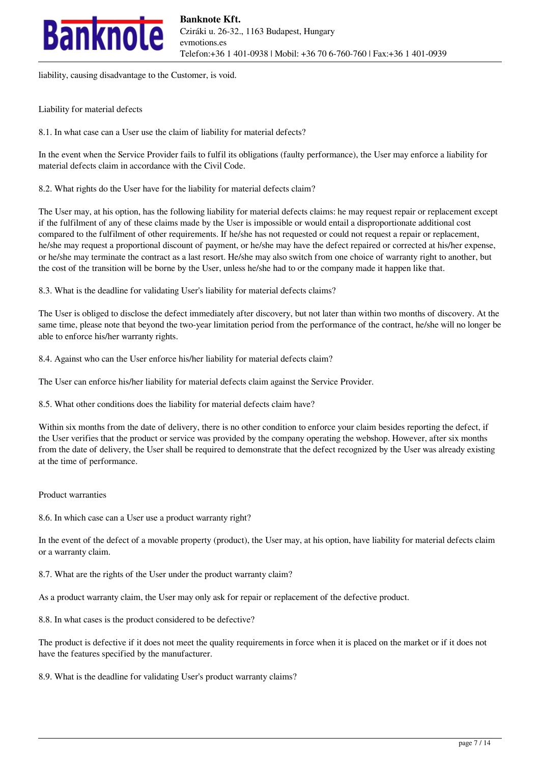liability, causing disadvantage to the Customer, is void.

## Liability for material defects

8.1. In what case can a User use the claim of liability for material defects?

In the event when the Service Provider fails to fulfil its obligations (faulty performance), the User may enforce a liability for material defects claim in accordance with the Civil Code.

8.2. What rights do the User have for the liability for material defects claim?

The User may, at his option, has the following liability for material defects claims: he may request repair or replacement except if the fulfilment of any of these claims made by the User is impossible or would entail a disproportionate additional cost compared to the fulfilment of other requirements. If he/she has not requested or could not request a repair or replacement, he/she may request a proportional discount of payment, or he/she may have the defect repaired or corrected at his/her expense, or he/she may terminate the contract as a last resort. He/She may also switch from one choice of warranty right to another, but the cost of the transition will be borne by the User, unless he/she had to or the company made it happen like that.

8.3. What is the deadline for validating User's liability for material defects claims?

The User is obliged to disclose the defect immediately after discovery, but not later than within two months of discovery. At the same time, please note that beyond the two-year limitation period from the performance of the contract, he/she will no longer be able to enforce his/her warranty rights.

8.4. Against who can the User enforce his/her liability for material defects claim?

The User can enforce his/her liability for material defects claim against the Service Provider.

8.5. What other conditions does the liability for material defects claim have?

Within six months from the date of delivery, there is no other condition to enforce your claim besides reporting the defect, if the User verifies that the product or service was provided by the company operating the webshop. However, after six months from the date of delivery, the User shall be required to demonstrate that the defect recognized by the User was already existing at the time of performance.

## Product warranties

8.6. In which case can a User use a product warranty right?

In the event of the defect of a movable property (product), the User may, at his option, have liability for material defects claim or a warranty claim.

8.7. What are the rights of the User under the product warranty claim?

As a product warranty claim, the User may only ask for repair or replacement of the defective product.

8.8. In what cases is the product considered to be defective?

The product is defective if it does not meet the quality requirements in force when it is placed on the market or if it does not have the features specified by the manufacturer.

8.9. What is the deadline for validating User's product warranty claims?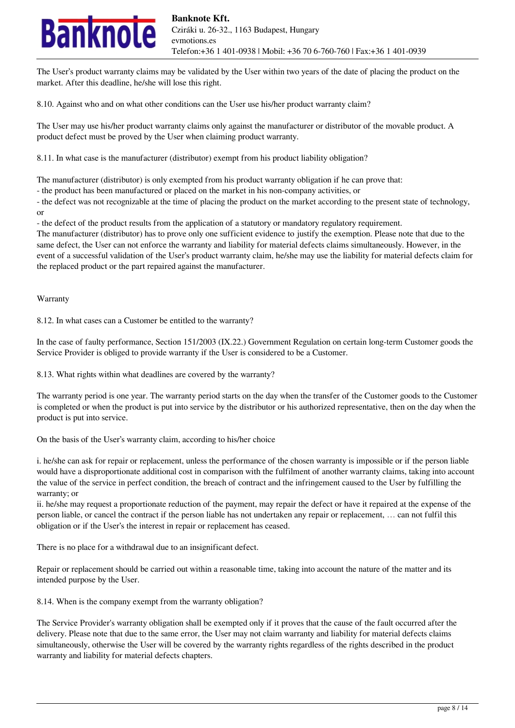The User's product warranty claims may be validated by the User within two years of the date of placing the product on the market. After this deadline, he/she will lose this right.

8.10. Against who and on what other conditions can the User use his/her product warranty claim?

The User may use his/her product warranty claims only against the manufacturer or distributor of the movable product. A product defect must be proved by the User when claiming product warranty.

8.11. In what case is the manufacturer (distributor) exempt from his product liability obligation?

The manufacturer (distributor) is only exempted from his product warranty obligation if he can prove that:
- the product has been manufactured or placed on the market in his non-company activities, or
- the defect was not recognizable at the time of placing the product on the market according to the present state of technology, or
- the defect of the product results from the application of a statutory or mandatory regulatory requirement.

The manufacturer (distributor) has to prove only one sufficient evidence to justify the exemption. Please note that due to the same defect, the User can not enforce the warranty and liability for material defects claims simultaneously. However, in the event of a successful validation of the User's product warranty claim, he/she may use the liability for material defects claim for the replaced product or the part repaired against the manufacturer.

Warranty

8.12. In what cases can a Customer be entitled to the warranty?

In the case of faulty performance, Section 151/2003 (IX.22.) Government Regulation on certain long-term Customer goods the Service Provider is obliged to provide warranty if the User is considered to be a Customer.

8.13. What rights within what deadlines are covered by the warranty?

The warranty period is one year. The warranty period starts on the day when the transfer of the Customer goods to the Customer is completed or when the product is put into service by the distributor or his authorized representative, then on the day when the product is put into service.

On the basis of the User's warranty claim, according to his/her choice

i. he/she can ask for repair or replacement, unless the performance of the chosen warranty is impossible or if the person liable would have a disproportionate additional cost in comparison with the fulfilment of another warranty claims, taking into account the value of the service in perfect condition, the breach of contract and the infringement caused to the User by fulfilling the warranty; or
ii. he/she may request a proportionate reduction of the payment, may repair the defect or have it repaired at the expense of the person liable, or cancel the contract if the person liable has not undertaken any repair or replacement, … can not fulfil this obligation or if the User's the interest in repair or replacement has ceased.

There is no place for a withdrawal due to an insignificant defect.

Repair or replacement should be carried out within a reasonable time, taking into account the nature of the matter and its intended purpose by the User.

8.14. When is the company exempt from the warranty obligation?

The Service Provider's warranty obligation shall be exempted only if it proves that the cause of the fault occurred after the delivery. Please note that due to the same error, the User may not claim warranty and liability for material defects claims simultaneously, otherwise the User will be covered by the warranty rights regardless of the rights described in the product warranty and liability for material defects chapters.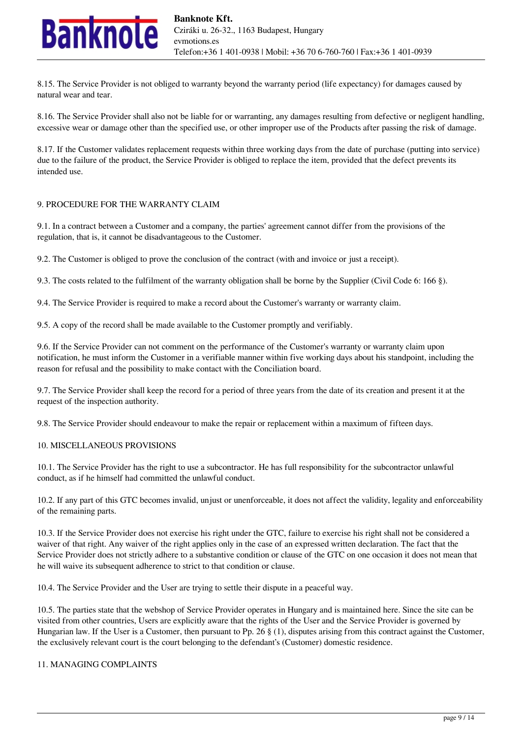8.15. The Service Provider is not obliged to warranty beyond the warranty period (life expectancy) for damages caused by natural wear and tear.

8.16. The Service Provider shall also not be liable for or warranting, any damages resulting from defective or negligent handling, excessive wear or damage other than the specified use, or other improper use of the Products after passing the risk of damage.

8.17. If the Customer validates replacement requests within three working days from the date of purchase (putting into service) due to the failure of the product, the Service Provider is obliged to replace the item, provided that the defect prevents its intended use.

## 9. PROCEDURE FOR THE WARRANTY CLAIM

9.1. In a contract between a Customer and a company, the parties' agreement cannot differ from the provisions of the regulation, that is, it cannot be disadvantageous to the Customer.

9.2. The Customer is obliged to prove the conclusion of the contract (with and invoice or just a receipt).

9.3. The costs related to the fulfilment of the warranty obligation shall be borne by the Supplier (Civil Code 6: 166 §).

9.4. The Service Provider is required to make a record about the Customer's warranty or warranty claim.

9.5. A copy of the record shall be made available to the Customer promptly and verifiably.

9.6. If the Service Provider can not comment on the performance of the Customer's warranty or warranty claim upon notification, he must inform the Customer in a verifiable manner within five working days about his standpoint, including the reason for refusal and the possibility to make contact with the Conciliation board.

9.7. The Service Provider shall keep the record for a period of three years from the date of its creation and present it at the request of the inspection authority.

9.8. The Service Provider should endeavour to make the repair or replacement within a maximum of fifteen days.

## 10. MISCELLANEOUS PROVISIONS

10.1. The Service Provider has the right to use a subcontractor. He has full responsibility for the subcontractor unlawful conduct, as if he himself had committed the unlawful conduct.

10.2. If any part of this GTC becomes invalid, unjust or unenforceable, it does not affect the validity, legality and enforceability of the remaining parts.

10.3. If the Service Provider does not exercise his right under the GTC, failure to exercise his right shall not be considered a waiver of that right. Any waiver of the right applies only in the case of an expressed written declaration. The fact that the Service Provider does not strictly adhere to a substantive condition or clause of the GTC on one occasion it does not mean that he will waive its subsequent adherence to strict to that condition or clause.

10.4. The Service Provider and the User are trying to settle their dispute in a peaceful way.

10.5. The parties state that the webshop of Service Provider operates in Hungary and is maintained here. Since the site can be visited from other countries, Users are explicitly aware that the rights of the User and the Service Provider is governed by Hungarian law. If the User is a Customer, then pursuant to Pp. 26 § (1), disputes arising from this contract against the Customer, the exclusively relevant court is the court belonging to the defendant's (Customer) domestic residence.

## 11. MANAGING COMPLAINTS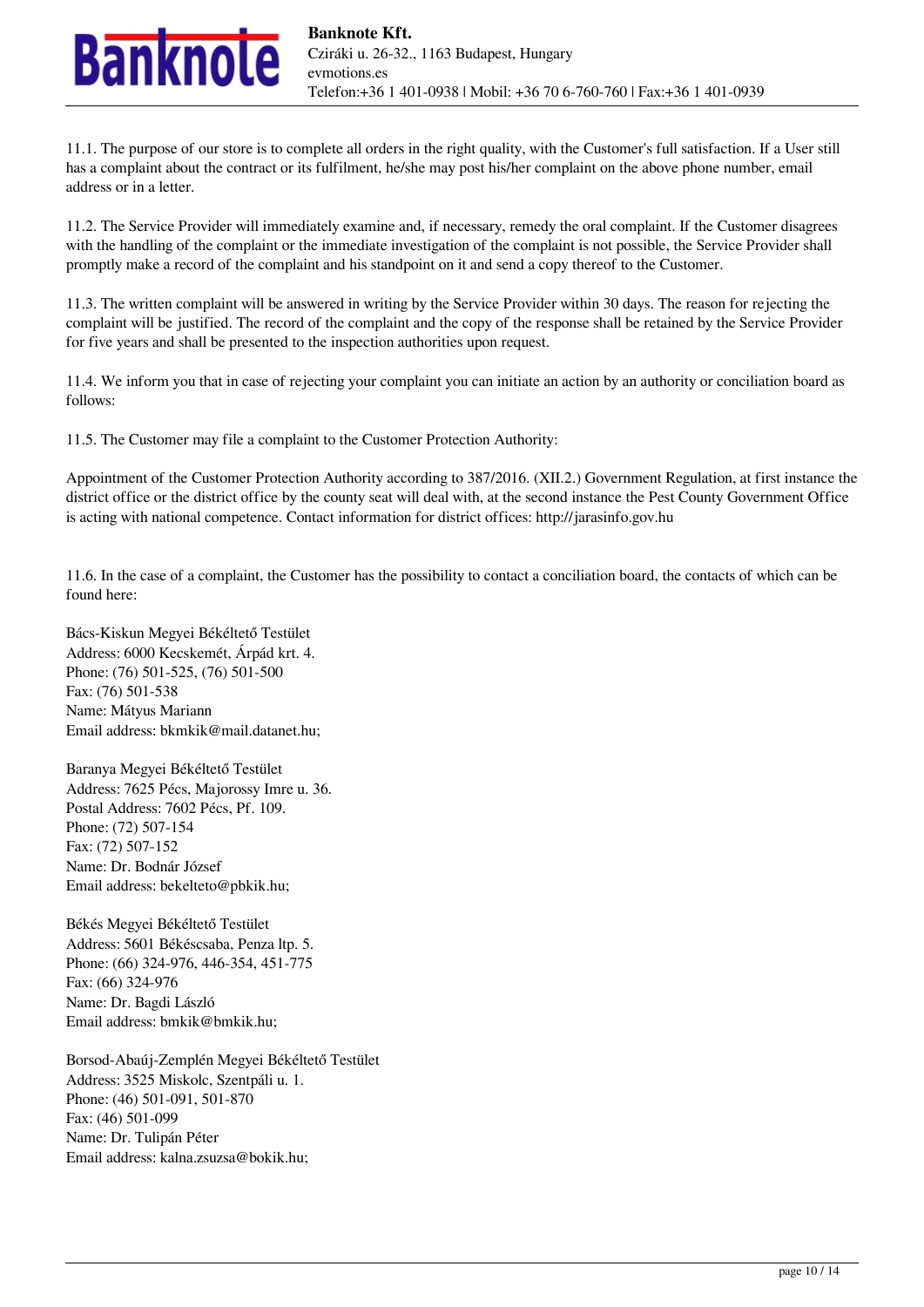11.1. The purpose of our store is to complete all orders in the right quality, with the Customer's full satisfaction. If a User still has a complaint about the contract or its fulfilment, he/she may post his/her complaint on the above phone number, email address or in a letter.

11.2. The Service Provider will immediately examine and, if necessary, remedy the oral complaint. If the Customer disagrees with the handling of the complaint or the immediate investigation of the complaint is not possible, the Service Provider shall promptly make a record of the complaint and his standpoint on it and send a copy thereof to the Customer.

11.3. The written complaint will be answered in writing by the Service Provider within 30 days. The reason for rejecting the complaint will be justified. The record of the complaint and the copy of the response shall be retained by the Service Provider for five years and shall be presented to the inspection authorities upon request.

11.4. We inform you that in case of rejecting your complaint you can initiate an action by an authority or conciliation board as follows:

11.5. The Customer may file a complaint to the Customer Protection Authority:

Appointment of the Customer Protection Authority according to 387/2016. (XII.2.) Government Regulation, at first instance the district office or the district office by the county seat will deal with, at the second instance the Pest County Government Office is acting with national competence. Contact information for district offices: http://jarasinfo.gov.hu

11.6. In the case of a complaint, the Customer has the possibility to contact a conciliation board, the contacts of which can be found here:

Bács-Kiskun Megyei Békéltető Testület
Address: 6000 Kecskemét, Árpád krt. 4.
Phone: (76) 501-525, (76) 501-500
Fax: (76) 501-538
Name: Mátyus Mariann
Email address: bkmkik@mail.datanet.hu;

Baranya Megyei Békéltető Testület
Address: 7625 Pécs, Majorossy Imre u. 36.
Postal Address: 7602 Pécs, Pf. 109.
Phone: (72) 507-154
Fax: (72) 507-152
Name: Dr. Bodnár József
Email address: bekelteto@pbkik.hu;

Békés Megyei Békéltető Testület
Address: 5601 Békéscsaba, Penza ltp. 5.
Phone: (66) 324-976, 446-354, 451-775
Fax: (66) 324-976
Name: Dr. Bagdi László
Email address: bmkik@bmkik.hu;

Borsod-Abaúj-Zemplén Megyei Békéltető Testület
Address: 3525 Miskolc, Szentpáli u. 1.
Phone: (46) 501-091, 501-870
Fax: (46) 501-099
Name: Dr. Tulipán Péter
Email address: kalna.zsuzsa@bokik.hu;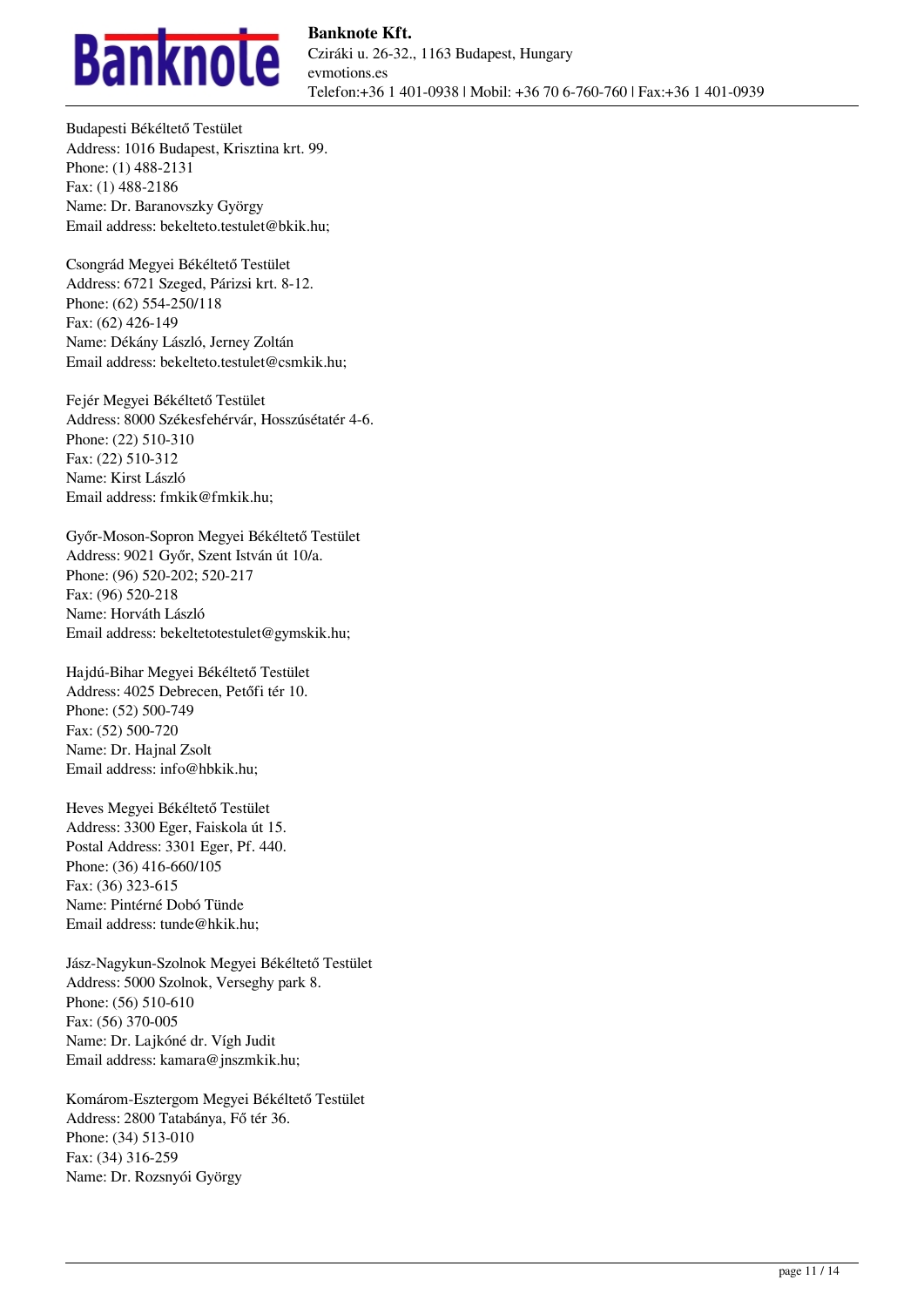Budapesti Békéltető Testület
Address: 1016 Budapest, Krisztina krt. 99.
Phone: (1) 488-2131
Fax: (1) 488-2186
Name: Dr. Baranovszky György
Email address: bekelteto.testulet@bkik.hu;

Csongrád Megyei Békéltető Testület
Address: 6721 Szeged, Párizsi krt. 8-12.
Phone: (62) 554-250/118
Fax: (62) 426-149
Name: Dékány László, Jerney Zoltán
Email address: bekelteto.testulet@csmkik.hu;

Fejér Megyei Békéltető Testület
Address: 8000 Székesfehérvár, Hosszúsétatér 4-6.
Phone: (22) 510-310
Fax: (22) 510-312
Name: Kirst László
Email address: fmkik@fmkik.hu;

Győr-Moson-Sopron Megyei Békéltető Testület
Address: 9021 Győr, Szent István út 10/a.
Phone: (96) 520-202; 520-217
Fax: (96) 520-218
Name: Horváth László
Email address: bekeltetotestulet@gymskik.hu;

Hajdú-Bihar Megyei Békéltető Testület
Address: 4025 Debrecen, Petőfi tér 10.
Phone: (52) 500-749
Fax: (52) 500-720
Name: Dr. Hajnal Zsolt
Email address: info@hbkik.hu;

Heves Megyei Békéltető Testület
Address: 3300 Eger, Faiskola út 15.
Postal Address: 3301 Eger, Pf. 440.
Phone: (36) 416-660/105
Fax: (36) 323-615
Name: Pintérné Dobó Tünde
Email address: tunde@hkik.hu;

Jász-Nagykun-Szolnok Megyei Békéltető Testület
Address: 5000 Szolnok, Verseghy park 8.
Phone: (56) 510-610
Fax: (56) 370-005
Name: Dr. Lajkóné dr. Vígh Judit
Email address: kamara@jnszmkik.hu;

Komárom-Esztergom Megyei Békéltető Testület
Address: 2800 Tatabánya, Fő tér 36.
Phone: (34) 513-010
Fax: (34) 316-259
Name: Dr. Rozsnyói György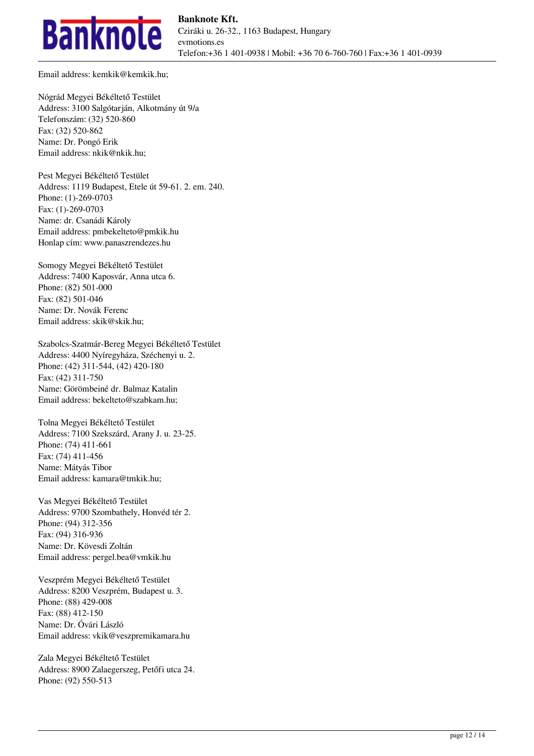Email address: kemkik@kemkik.hu;

Nógrád Megyei Békéltető Testület
Address: 3100 Salgótarján, Alkotmány út 9/a
Telefonszám: (32) 520-860
Fax: (32) 520-862
Name: Dr. Pongó Erik
Email address: nkik@nkik.hu;

Pest Megyei Békéltető Testület
Address: 1119 Budapest, Etele út 59-61. 2. em. 240.
Phone: (1)-269-0703
Fax: (1)-269-0703
Name: dr. Csanádi Károly
Email address: pmbekelteto@pmkik.hu
Honlap cím: www.panaszrendezes.hu

Somogy Megyei Békéltető Testület
Address: 7400 Kaposvár, Anna utca 6.
Phone: (82) 501-000
Fax: (82) 501-046
Name: Dr. Novák Ferenc
Email address: skik@skik.hu;

Szabolcs-Szatmár-Bereg Megyei Békéltető Testület
Address: 4400 Nyíregyháza, Széchenyi u. 2.
Phone: (42) 311-544, (42) 420-180
Fax: (42) 311-750
Name: Görömbeiné dr. Balmaz Katalin
Email address: bekelteto@szabkam.hu;

Tolna Megyei Békéltető Testület
Address: 7100 Szekszárd, Arany J. u. 23-25.
Phone: (74) 411-661
Fax: (74) 411-456
Name: Mátyás Tibor
Email address: kamara@tmkik.hu;

Vas Megyei Békéltető Testület
Address: 9700 Szombathely, Honvéd tér 2.
Phone: (94) 312-356
Fax: (94) 316-936
Name: Dr. Kövesdi Zoltán
Email address: pergel.bea@vmkik.hu

Veszprém Megyei Békéltető Testület
Address: 8200 Veszprém, Budapest u. 3.
Phone: (88) 429-008
Fax: (88) 412-150
Name: Dr. Óvári László
Email address: vkik@veszpremikamara.hu

Zala Megyei Békéltető Testület
Address: 8900 Zalaegerszeg, Petőfi utca 24.
Phone: (92) 550-513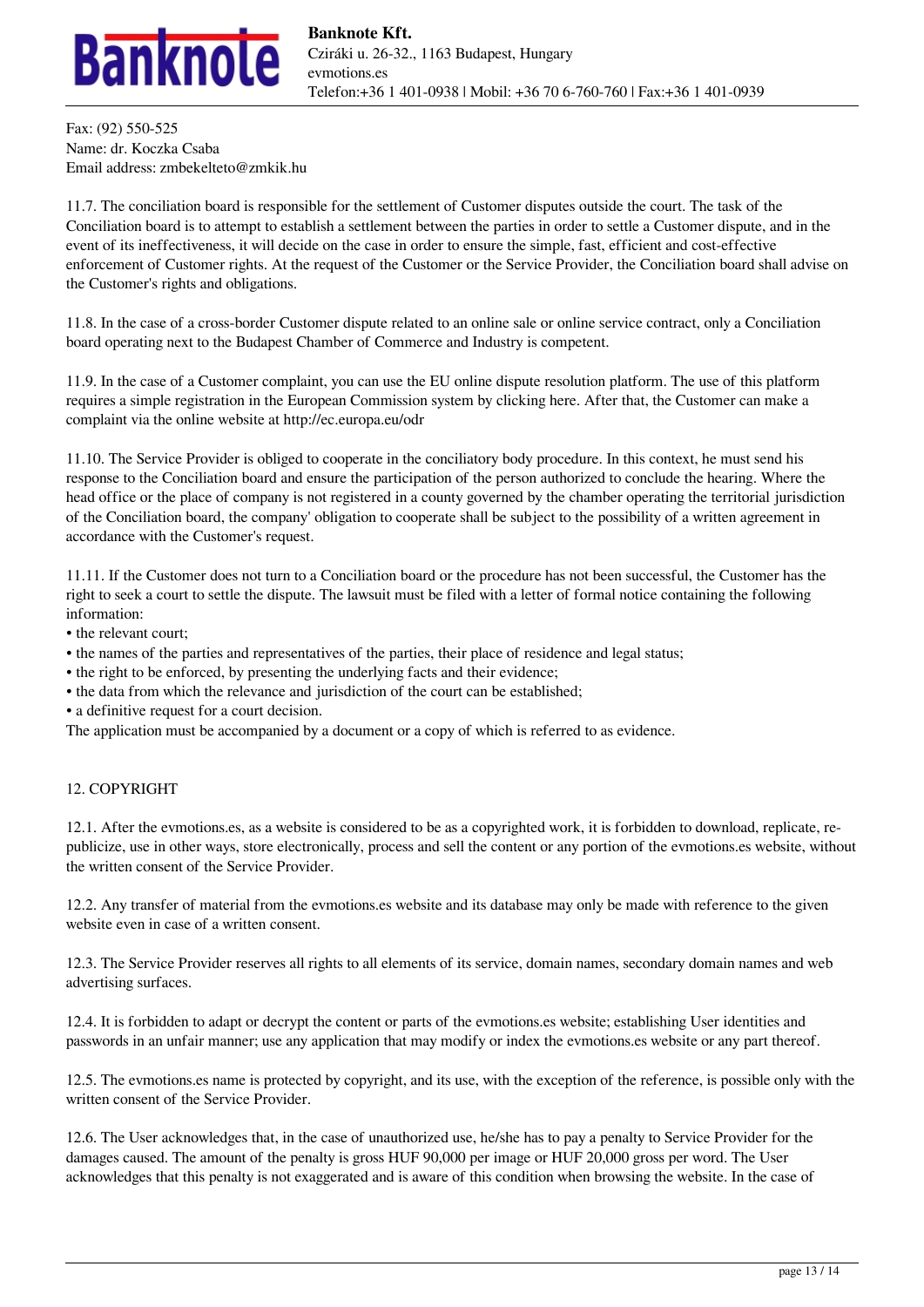Fax: (92) 550-525
Name: dr. Koczka Csaba
Email address: zmbekelteto@zmkik.hu

11.7. The conciliation board is responsible for the settlement of Customer disputes outside the court. The task of the Conciliation board is to attempt to establish a settlement between the parties in order to settle a Customer dispute, and in the event of its ineffectiveness, it will decide on the case in order to ensure the simple, fast, efficient and cost-effective enforcement of Customer rights. At the request of the Customer or the Service Provider, the Conciliation board shall advise on the Customer's rights and obligations.

11.8. In the case of a cross-border Customer dispute related to an online sale or online service contract, only a Conciliation board operating next to the Budapest Chamber of Commerce and Industry is competent.

11.9. In the case of a Customer complaint, you can use the EU online dispute resolution platform. The use of this platform requires a simple registration in the European Commission system by clicking here. After that, the Customer can make a complaint via the online website at http://ec.europa.eu/odr

11.10. The Service Provider is obliged to cooperate in the conciliatory body procedure. In this context, he must send his response to the Conciliation board and ensure the participation of the person authorized to conclude the hearing. Where the head office or the place of company is not registered in a county governed by the chamber operating the territorial jurisdiction of the Conciliation board, the company' obligation to cooperate shall be subject to the possibility of a written agreement in accordance with the Customer's request.

11.11. If the Customer does not turn to a Conciliation board or the procedure has not been successful, the Customer has the right to seek a court to settle the dispute. The lawsuit must be filed with a letter of formal notice containing the following information:

- the relevant court;
- the names of the parties and representatives of the parties, their place of residence and legal status;
- the right to be enforced, by presenting the underlying facts and their evidence;
- the data from which the relevance and jurisdiction of the court can be established;
- a definitive request for a court decision.

The application must be accompanied by a document or a copy of which is referred to as evidence.

## 12. COPYRIGHT

12.1. After the evmotions.es, as a website is considered to be as a copyrighted work, it is forbidden to download, replicate, re-publicize, use in other ways, store electronically, process and sell the content or any portion of the evmotions.es website, without the written consent of the Service Provider.

12.2. Any transfer of material from the evmotions.es website and its database may only be made with reference to the given website even in case of a written consent.

12.3. The Service Provider reserves all rights to all elements of its service, domain names, secondary domain names and web advertising surfaces.

12.4. It is forbidden to adapt or decrypt the content or parts of the evmotions.es website; establishing User identities and passwords in an unfair manner; use any application that may modify or index the evmotions.es website or any part thereof.

12.5. The evmotions.es name is protected by copyright, and its use, with the exception of the reference, is possible only with the written consent of the Service Provider.

12.6. The User acknowledges that, in the case of unauthorized use, he/she has to pay a penalty to Service Provider for the damages caused. The amount of the penalty is gross HUF 90,000 per image or HUF 20,000 gross per word. The User acknowledges that this penalty is not exaggerated and is aware of this condition when browsing the website. In the case of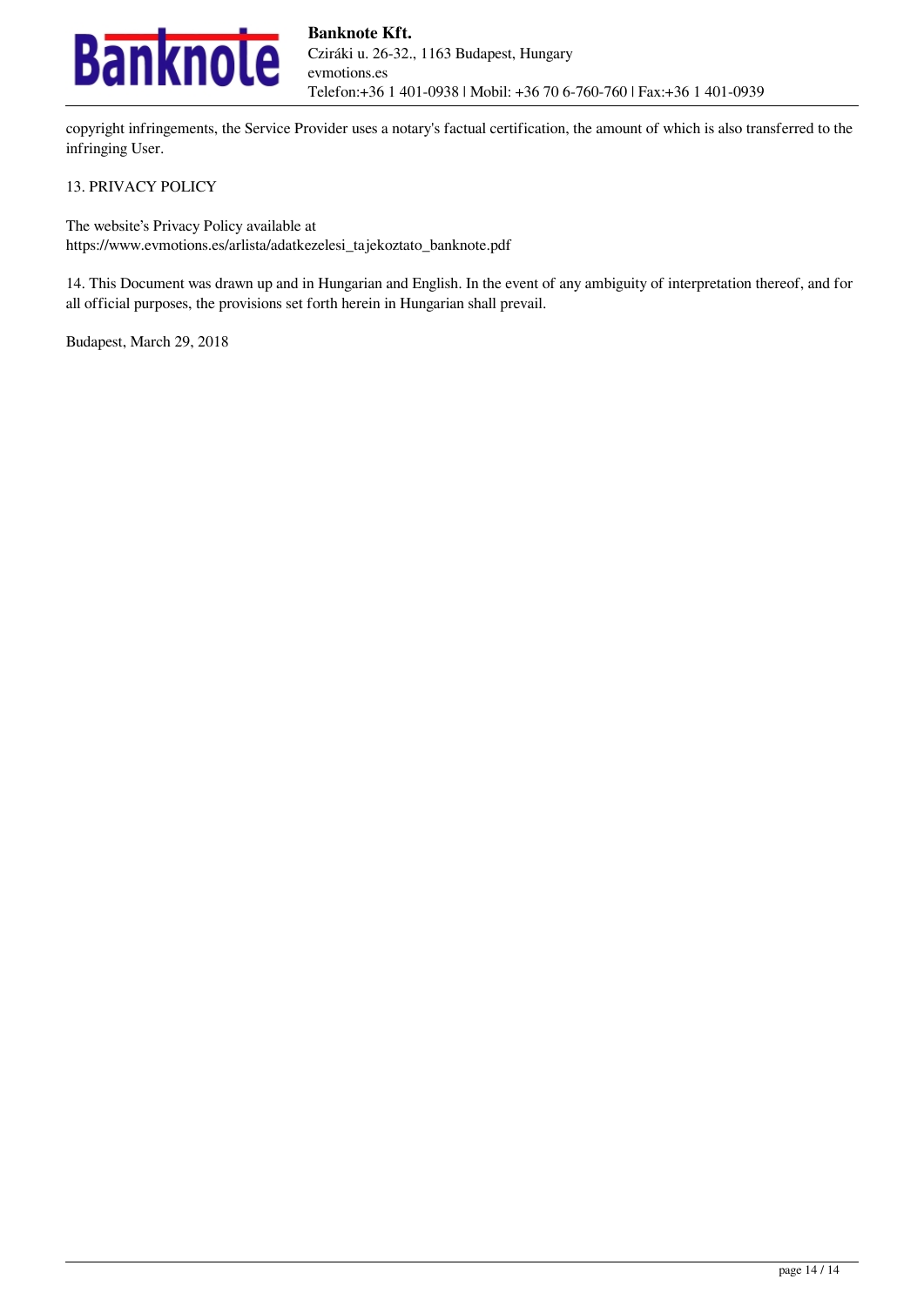copyright infringements, the Service Provider uses a notary's factual certification, the amount of which is also transferred to the infringing User.

13. PRIVACY POLICY

The website's Privacy Policy available at
https://www.evmotions.es/arlista/adatkezelesi_tajekoztato_banknote.pdf

14. This Document was drawn up and in Hungarian and English. In the event of any ambiguity of interpretation thereof, and for all official purposes, the provisions set forth herein in Hungarian shall prevail.

Budapest, March 29, 2018